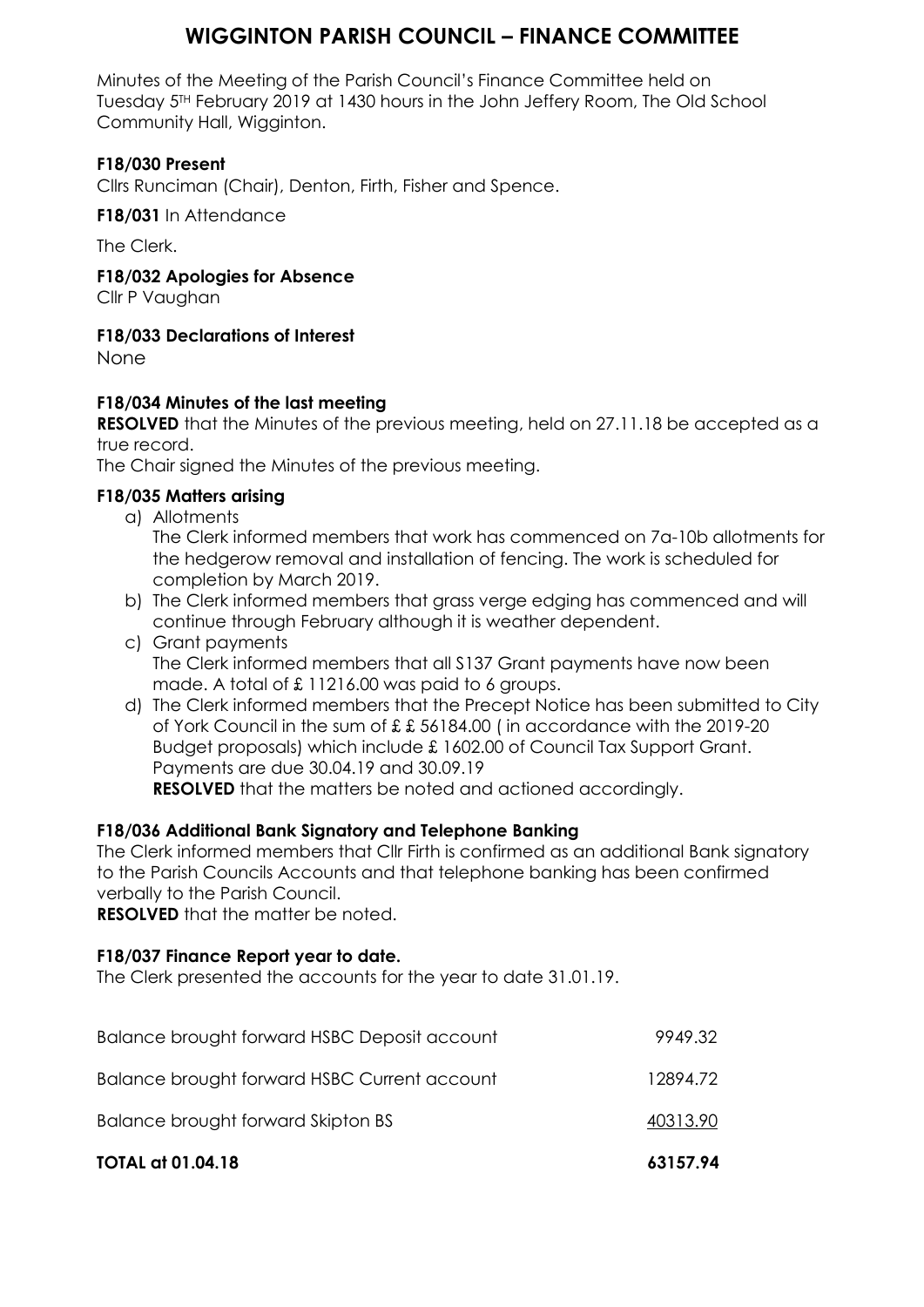# WIGGINTON PARISH COUNCIL – FINANCE COMMITTEE

Minutes of the Meeting of the Parish Council's Finance Committee held on Tuesday 5TH February 2019 at 1430 hours in the John Jeffery Room, The Old School Community Hall, Wigginton.

**F18/030 Present**

Cllrs Runciman (Chair), Denton, Firth, Fisher and Spence.

**F18/031** In Attendance

The Clerk.

**F18/032 Apologies for Absence**

Cllr P Vaughan

**F18/033 Declarations of Interest**

None

**F18/034 Minutes of the last meeting**

**RESOLVED** that the Minutes of the previous meeting, held on 27.11.18 be accepted as a true record.

The Chair signed the Minutes of the previous meeting.

**F18/035 Matters arising**

a) Allotments
   The Clerk informed members that work has commenced on 7a-10b allotments for the hedgerow removal and installation of fencing. The work is scheduled for completion by March 2019.
b) The Clerk informed members that grass verge edging has commenced and will continue through February although it is weather dependent.
c) Grant payments
   The Clerk informed members that all S137 Grant payments have now been made. A total of £ 11216.00 was paid to 6 groups.
d) The Clerk informed members that the Precept Notice has been submitted to City of York Council in the sum of £ £ 56184.00 ( in accordance with the 2019-20 Budget proposals) which include £ 1602.00 of Council Tax Support Grant. Payments are due 30.04.19 and 30.09.19
   **RESOLVED** that the matters be noted and actioned accordingly.

**F18/036 Additional Bank Signatory and Telephone Banking**

The Clerk informed members that Cllr Firth is confirmed as an additional Bank signatory to the Parish Councils Accounts and that telephone banking has been confirmed verbally to the Parish Council.

**RESOLVED** that the matter be noted.

**F18/037 Finance Report year to date.**

The Clerk presented the accounts for the year to date 31.01.19.

| | |
|---|---|
| Balance brought forward HSBC Deposit account | 9949.32 |
| Balance brought forward HSBC Current account | 12894.72 |
| Balance brought forward Skipton BS | 40313.90 |
| **TOTAL at 01.04.18** | **63157.94** |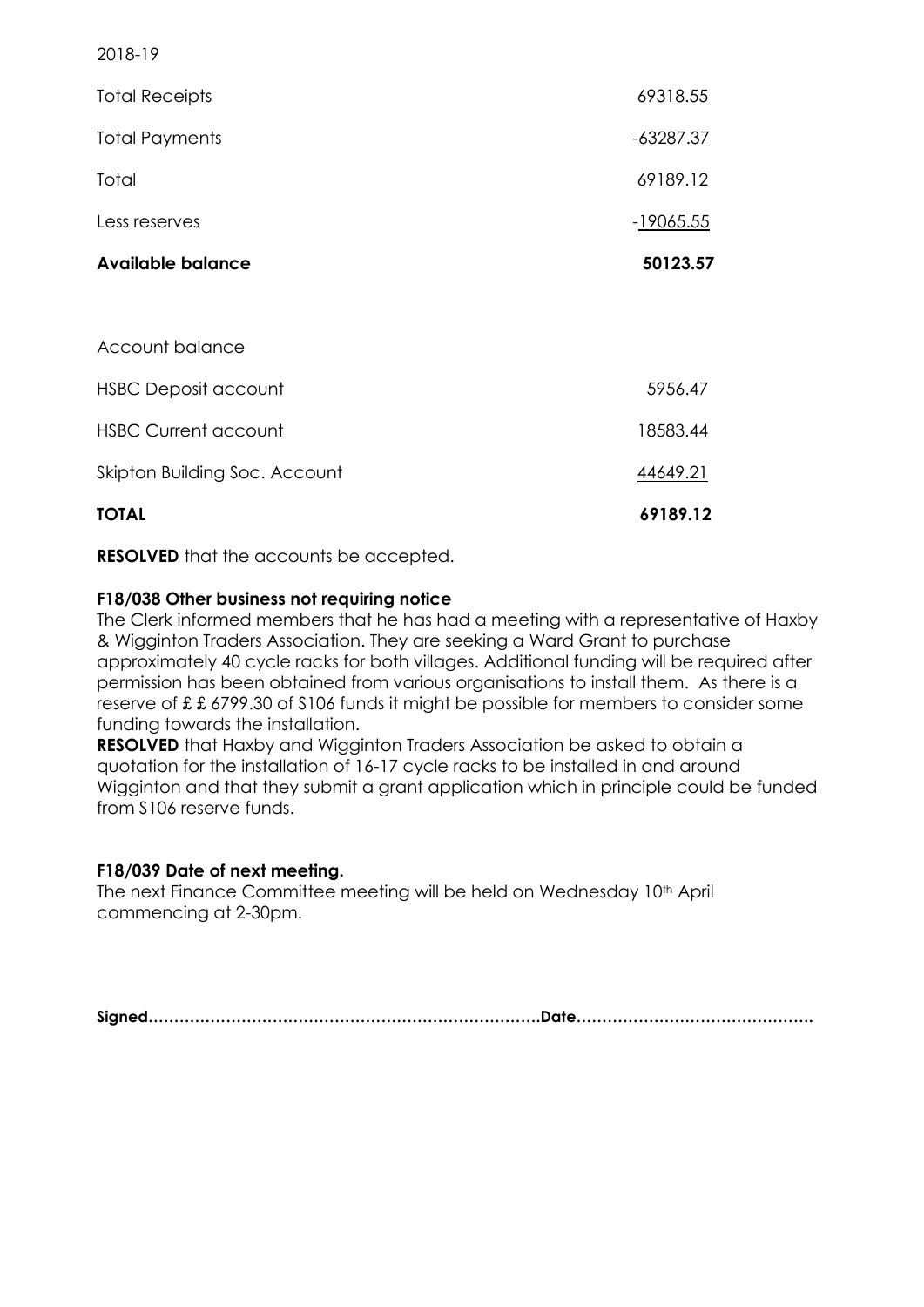2018-19

| | |
|---|---|
| Total Receipts | 69318.55 |
| Total Payments | -63287.37 |
| Total | 69189.12 |
| Less reserves | -19065.55 |
| **Available balance** | **50123.57** |

| | |
|---|---|
| Account balance | |
| HSBC Deposit account | 5956.47 |
| HSBC Current account | 18583.44 |
| Skipton Building Soc. Account | 44649.21 |
| **TOTAL** | **69189.12** |

**RESOLVED** that the accounts be accepted.

**F18/038 Other business not requiring notice**

The Clerk informed members that he has had a meeting with a representative of Haxby & Wigginton Traders Association. They are seeking a Ward Grant to purchase approximately 40 cycle racks for both villages. Additional funding will be required after permission has been obtained from various organisations to install them. As there is a reserve of £ £ 6799.30 of S106 funds it might be possible for members to consider some funding towards the installation.

**RESOLVED** that Haxby and Wigginton Traders Association be asked to obtain a quotation for the installation of 16-17 cycle racks to be installed in and around Wigginton and that they submit a grant application which in principle could be funded from S106 reserve funds.

**F18/039 Date of next meeting.**

The next Finance Committee meeting will be held on Wednesday 10th April commencing at 2-30pm.

**Signed………………………………………………………………….Date……………………………………….**